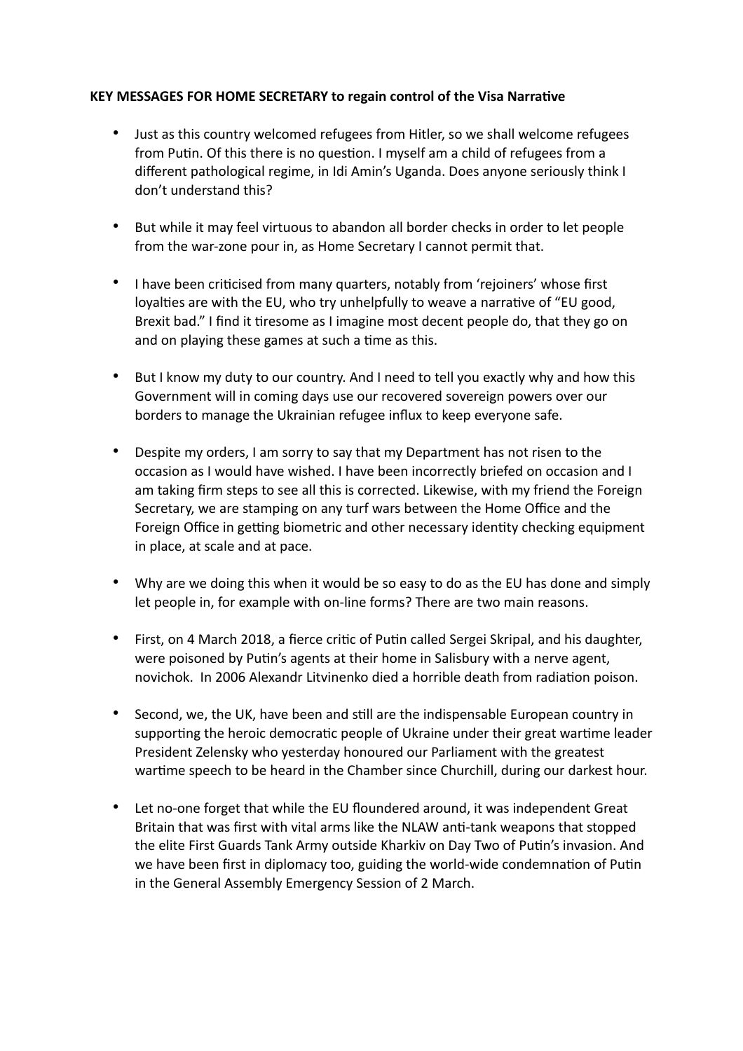**KEY MESSAGES FOR HOME SECRETARY to regain control of the Visa Narrative**

- Just as this country welcomed refugees from Hitler, so we shall welcome refugees from Putin. Of this there is no question. I myself am a child of refugees from a different pathological regime, in Idi Amin's Uganda. Does anyone seriously think I don't understand this?

- But while it may feel virtuous to abandon all border checks in order to let people from the war-zone pour in, as Home Secretary I cannot permit that.

- I have been criticised from many quarters, notably from 'rejoiners' whose first loyalties are with the EU, who try unhelpfully to weave a narrative of "EU good, Brexit bad." I find it tiresome as I imagine most decent people do, that they go on and on playing these games at such a time as this.

- But I know my duty to our country. And I need to tell you exactly why and how this Government will in coming days use our recovered sovereign powers over our borders to manage the Ukrainian refugee influx to keep everyone safe.

- Despite my orders, I am sorry to say that my Department has not risen to the occasion as I would have wished. I have been incorrectly briefed on occasion and I am taking firm steps to see all this is corrected. Likewise, with my friend the Foreign Secretary, we are stamping on any turf wars between the Home Office and the Foreign Office in getting biometric and other necessary identity checking equipment in place, at scale and at pace.

- Why are we doing this when it would be so easy to do as the EU has done and simply let people in, for example with on-line forms? There are two main reasons.

- First, on 4 March 2018, a fierce critic of Putin called Sergei Skripal, and his daughter, were poisoned by Putin's agents at their home in Salisbury with a nerve agent, novichok. In 2006 Alexandr Litvinenko died a horrible death from radiation poison.

- Second, we, the UK, have been and still are the indispensable European country in supporting the heroic democratic people of Ukraine under their great wartime leader President Zelensky who yesterday honoured our Parliament with the greatest wartime speech to be heard in the Chamber since Churchill, during our darkest hour.

- Let no-one forget that while the EU floundered around, it was independent Great Britain that was first with vital arms like the NLAW anti-tank weapons that stopped the elite First Guards Tank Army outside Kharkiv on Day Two of Putin's invasion. And we have been first in diplomacy too, guiding the world-wide condemnation of Putin in the General Assembly Emergency Session of 2 March.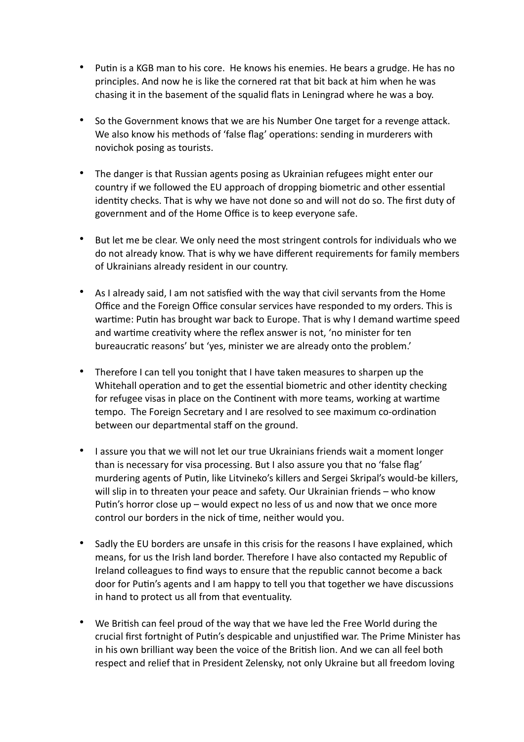- Putin is a KGB man to his core. He knows his enemies. He bears a grudge. He has no principles. And now he is like the cornered rat that bit back at him when he was chasing it in the basement of the squalid flats in Leningrad where he was a boy.

- So the Government knows that we are his Number One target for a revenge attack. We also know his methods of 'false flag' operations: sending in murderers with novichok posing as tourists.

- The danger is that Russian agents posing as Ukrainian refugees might enter our country if we followed the EU approach of dropping biometric and other essential identity checks. That is why we have not done so and will not do so. The first duty of government and of the Home Office is to keep everyone safe.

- But let me be clear. We only need the most stringent controls for individuals who we do not already know. That is why we have different requirements for family members of Ukrainians already resident in our country.

- As I already said, I am not satisfied with the way that civil servants from the Home Office and the Foreign Office consular services have responded to my orders. This is wartime: Putin has brought war back to Europe. That is why I demand wartime speed and wartime creativity where the reflex answer is not, 'no minister for ten bureaucratic reasons' but 'yes, minister we are already onto the problem.'

- Therefore I can tell you tonight that I have taken measures to sharpen up the Whitehall operation and to get the essential biometric and other identity checking for refugee visas in place on the Continent with more teams, working at wartime tempo. The Foreign Secretary and I are resolved to see maximum co-ordination between our departmental staff on the ground.

- I assure you that we will not let our true Ukrainians friends wait a moment longer than is necessary for visa processing. But I also assure you that no 'false flag' murdering agents of Putin, like Litvineko's killers and Sergei Skripal's would-be killers, will slip in to threaten your peace and safety. Our Ukrainian friends – who know Putin's horror close up – would expect no less of us and now that we once more control our borders in the nick of time, neither would you.

- Sadly the EU borders are unsafe in this crisis for the reasons I have explained, which means, for us the Irish land border. Therefore I have also contacted my Republic of Ireland colleagues to find ways to ensure that the republic cannot become a back door for Putin's agents and I am happy to tell you that together we have discussions in hand to protect us all from that eventuality.

- We British can feel proud of the way that we have led the Free World during the crucial first fortnight of Putin's despicable and unjustified war. The Prime Minister has in his own brilliant way been the voice of the British lion. And we can all feel both respect and relief that in President Zelensky, not only Ukraine but all freedom loving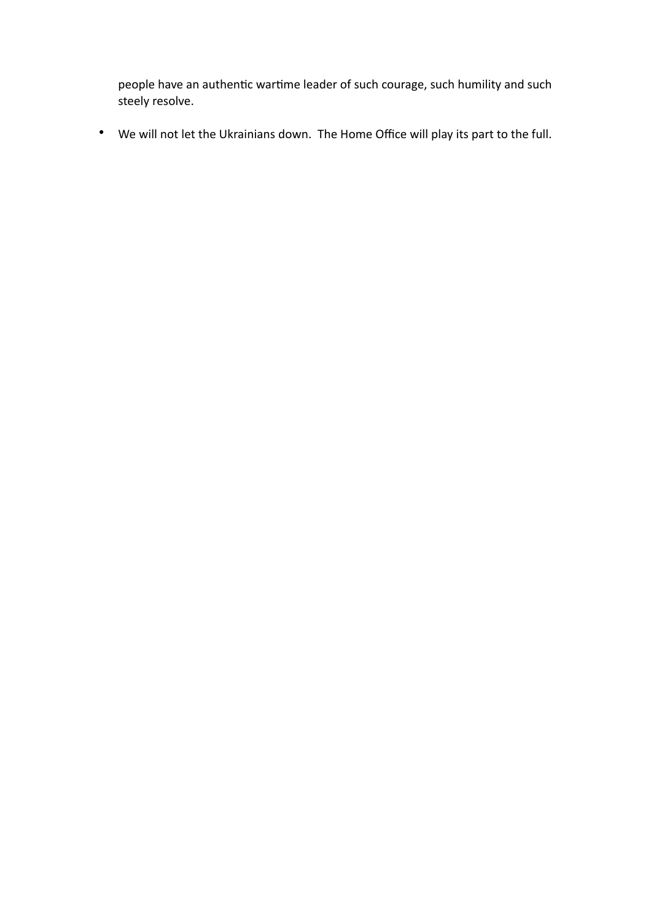people have an authentic wartime leader of such courage, such humility and such steely resolve.

- We will not let the Ukrainians down. The Home Office will play its part to the full.